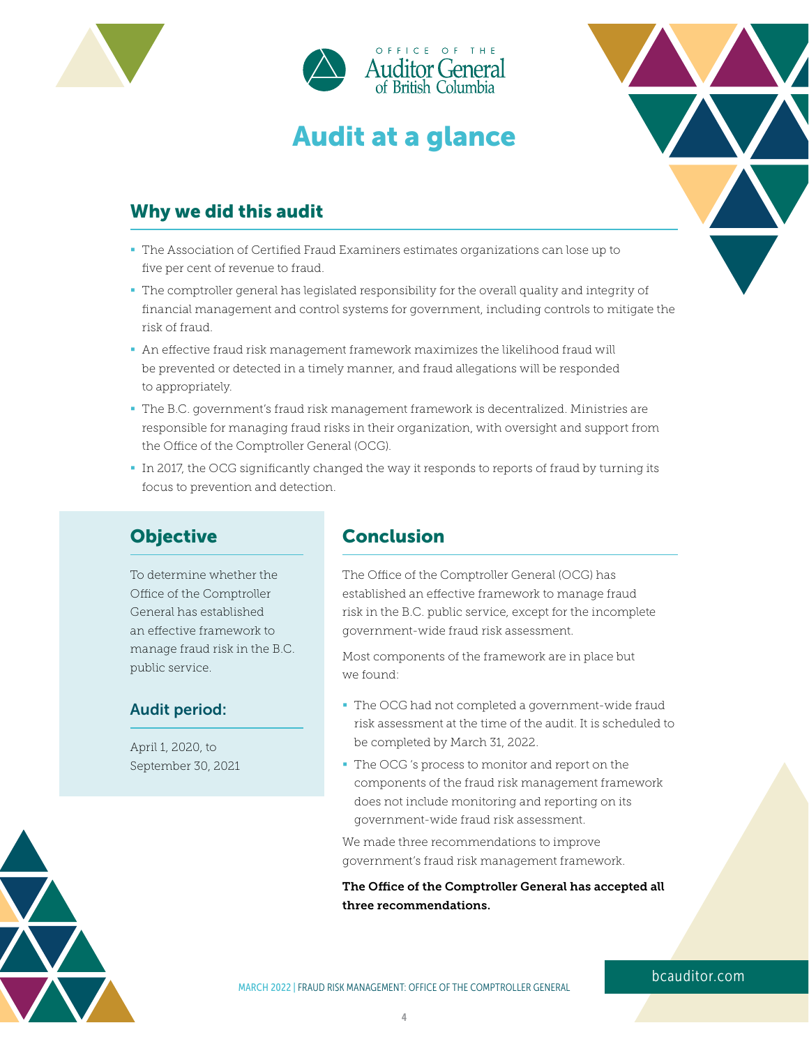OFFICE OF THE Auditor General of British Columbia

# Audit at a glance

## Why we did this audit

- The Association of Certified Fraud Examiners estimates organizations can lose up to five per cent of revenue to fraud.
- The comptroller general has legislated responsibility for the overall quality and integrity of financial management and control systems for government, including controls to mitigate the risk of fraud.
- An effective fraud risk management framework maximizes the likelihood fraud will be prevented or detected in a timely manner, and fraud allegations will be responded to appropriately.
- The B.C. government's fraud risk management framework is decentralized. Ministries are responsible for managing fraud risks in their organization, with oversight and support from the Office of the Comptroller General (OCG).
- In 2017, the OCG significantly changed the way it responds to reports of fraud by turning its focus to prevention and detection.

## Objective

To determine whether the Office of the Comptroller General has established an effective framework to manage fraud risk in the B.C. public service.

### Audit period:

April 1, 2020, to September 30, 2021

## Conclusion

The Office of the Comptroller General (OCG) has established an effective framework to manage fraud risk in the B.C. public service, except for the incomplete government-wide fraud risk assessment.

Most components of the framework are in place but we found:

- The OCG had not completed a government-wide fraud risk assessment at the time of the audit. It is scheduled to be completed by March 31, 2022.
- The OCG 's process to monitor and report on the components of the fraud risk management framework does not include monitoring and reporting on its government-wide fraud risk assessment.

We made three recommendations to improve government's fraud risk management framework.

**The Office of the Comptroller General has accepted all three recommendations.**

bcauditor.com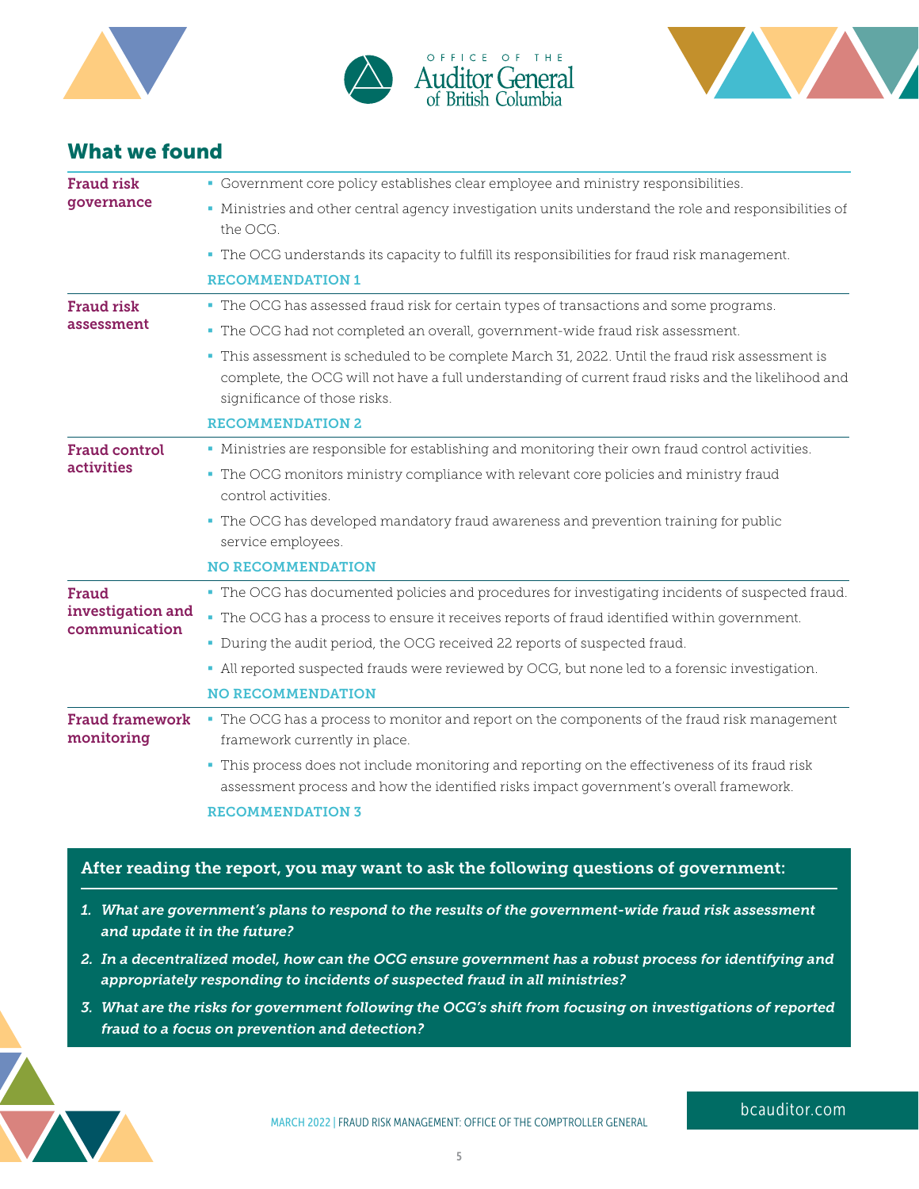## What we found

| | |
|---|---|
| **Fraud risk governance** | ▪ Government core policy establishes clear employee and ministry responsibilities.<br>▪ Ministries and other central agency investigation units understand the role and responsibilities of the OCG.<br>▪ The OCG understands its capacity to fulfill its responsibilities for fraud risk management.<br>**RECOMMENDATION 1** |
| **Fraud risk assessment** | ▪ The OCG has assessed fraud risk for certain types of transactions and some programs.<br>▪ The OCG had not completed an overall, government-wide fraud risk assessment.<br>▪ This assessment is scheduled to be complete March 31, 2022. Until the fraud risk assessment is complete, the OCG will not have a full understanding of current fraud risks and the likelihood and significance of those risks.<br>**RECOMMENDATION 2** |
| **Fraud control activities** | ▪ Ministries are responsible for establishing and monitoring their own fraud control activities.<br>▪ The OCG monitors ministry compliance with relevant core policies and ministry fraud control activities.<br>▪ The OCG has developed mandatory fraud awareness and prevention training for public service employees.<br>**NO RECOMMENDATION** |
| **Fraud investigation and communication** | ▪ The OCG has documented policies and procedures for investigating incidents of suspected fraud.<br>▪ The OCG has a process to ensure it receives reports of fraud identified within government.<br>▪ During the audit period, the OCG received 22 reports of suspected fraud.<br>▪ All reported suspected frauds were reviewed by OCG, but none led to a forensic investigation.<br>**NO RECOMMENDATION** |
| **Fraud framework monitoring** | ▪ The OCG has a process to monitor and report on the components of the fraud risk management framework currently in place.<br>▪ This process does not include monitoring and reporting on the effectiveness of its fraud risk assessment process and how the identified risks impact government's overall framework.<br>**RECOMMENDATION 3** |

### After reading the report, you may want to ask the following questions of government:

1. ***What are government's plans to respond to the results of the government-wide fraud risk assessment and update it in the future?***
2. ***In a decentralized model, how can the OCG ensure government has a robust process for identifying and appropriately responding to incidents of suspected fraud in all ministries?***
3. ***What are the risks for government following the OCG's shift from focusing on investigations of reported fraud to a focus on prevention and detection?***